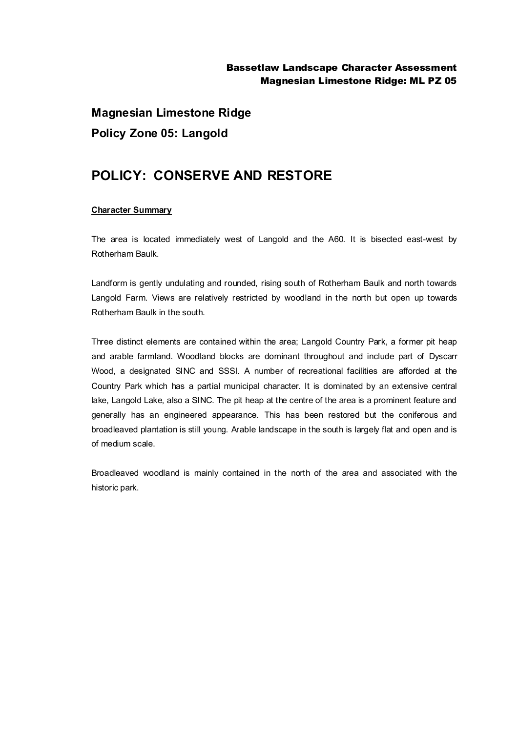## Magnesian Limestone Ridge

## Policy Zone 05: Langold

# POLICY: CONSERVE AND RESTORE

**Character Summary**

The area is located immediately west of Langold and the A60. It is bisected east-west by Rotherham Baulk.

Landform is gently undulating and rounded, rising south of Rotherham Baulk and north towards Langold Farm. Views are relatively restricted by woodland in the north but open up towards Rotherham Baulk in the south.

Three distinct elements are contained within the area; Langold Country Park, a former pit heap and arable farmland. Woodland blocks are dominant throughout and include part of Dyscarr Wood, a designated SINC and SSSI. A number of recreational facilities are afforded at the Country Park which has a partial municipal character. It is dominated by an extensive central lake, Langold Lake, also a SINC. The pit heap at the centre of the area is a prominent feature and generally has an engineered appearance. This has been restored but the coniferous and broadleaved plantation is still young. Arable landscape in the south is largely flat and open and is of medium scale.

Broadleaved woodland is mainly contained in the north of the area and associated with the historic park.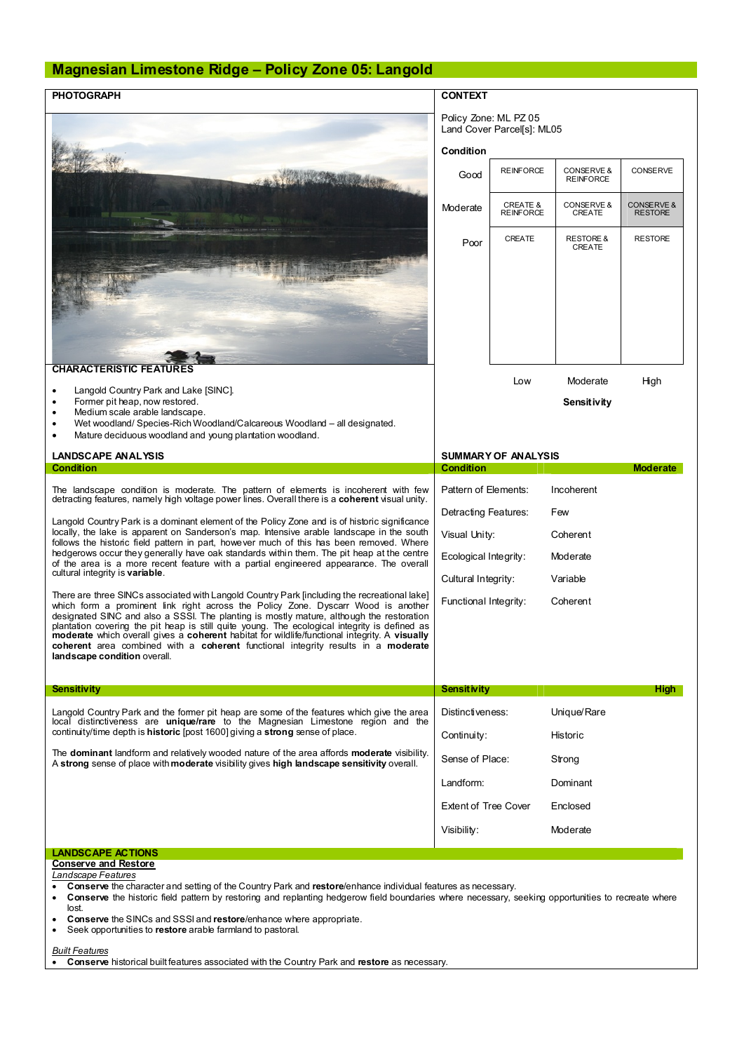# Magnesian Limestone Ridge – Policy Zone 05: Langold

## PHOTOGRAPH

## CONTEXT

Policy Zone: ML PZ 05
Land Cover Parcel[s]: ML05

**Condition**

| | | | |
|---|---|---|---|
| Good | REINFORCE | CONSERVE & REINFORCE | CONSERVE |
| Moderate | CREATE & REINFORCE | CONSERVE & CREATE | CONSERVE & RESTORE |
| Poor | CREATE | RESTORE & CREATE | RESTORE |
| | Low | Moderate | High |

**Sensitivity**

## CHARACTERISTIC FEATURES

- Langold Country Park and Lake [SINC].
- Former pit heap, now restored.
- Medium scale arable landscape.
- Wet woodland/ Species-Rich Woodland/Calcareous Woodland – all designated.
- Mature deciduous woodland and young plantation woodland.

## LANDSCAPE ANALYSIS

### Condition

The landscape condition is moderate. The pattern of elements is incoherent with few detracting features, namely high voltage power lines. Overall there is a **coherent** visual unity.

Langold Country Park is a dominant element of the Policy Zone and is of historic significance locally, the lake is apparent on Sanderson's map. Intensive arable landscape in the south follows the historic field pattern in part, however much of this has been removed. Where hedgerows occur they generally have oak standards within them. The pit heap at the centre of the area is a more recent feature with a partial engineered appearance. The overall cultural integrity is **variable**.

There are three SINCs associated with Langold Country Park [including the recreational lake] which form a prominent link right across the Policy Zone. Dyscarr Wood is another designated SINC and also a SSSI. The planting is mostly mature, although the restoration plantation covering the pit heap is still quite young. The ecological integrity is defined as **moderate** which overall gives a **coherent** habitat for wildlife/functional integrity. A **visually coherent** area combined with a **coherent** functional integrity results in a **moderate landscape condition** overall.

### Sensitivity

Langold Country Park and the former pit heap are some of the features which give the area local distinctiveness are **unique/rare** to the Magnesian Limestone region and the continuity/time depth is **historic** [post 1600] giving a **strong** sense of place.

The **dominant** landform and relatively wooded nature of the area affords **moderate** visibility. A **strong** sense of place with **moderate** visibility gives **high landscape sensitivity** overall.

## SUMMARY OF ANALYSIS

| Condition | Moderate |
|---|---|
| Pattern of Elements: | Incoherent |
| Detracting Features: | Few |
| Visual Unity: | Coherent |
| Ecological Integrity: | Moderate |
| Cultural Integrity: | Variable |
| Functional Integrity: | Coherent |

| Sensitivity | High |
|---|---|
| Distinctiveness: | Unique/Rare |
| Continuity: | Historic |
| Sense of Place: | Strong |
| Landform: | Dominant |
| Extent of Tree Cover | Enclosed |
| Visibility: | Moderate |

## LANDSCAPE ACTIONS

**Conserve and Restore**

*Landscape Features*

- **Conserve** the character and setting of the Country Park and **restore**/enhance individual features as necessary.
- **Conserve** the historic field pattern by restoring and replanting hedgerow field boundaries where necessary, seeking opportunities to recreate where lost.
- **Conserve** the SINCs and SSSI and **restore**/enhance where appropriate.
- Seek opportunities to **restore** arable farmland to pastoral.

*Built Features*

- **Conserve** historical built features associated with the Country Park and **restore** as necessary.